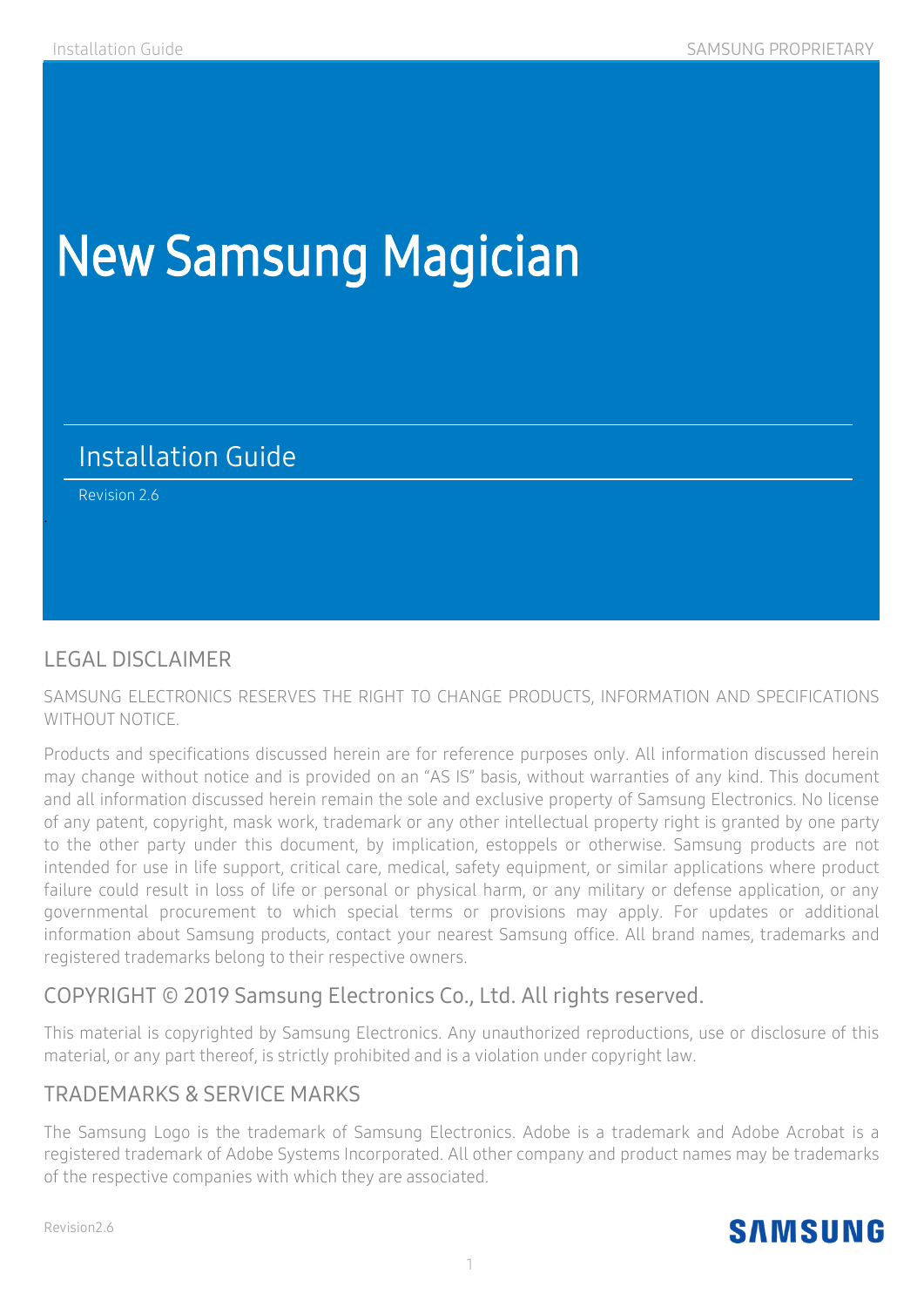# New Samsung Magician

## Installation Guide

Revision 2.6

## LEGAL DISCLAIMER

SAMSUNG ELECTRONICS RESERVES THE RIGHT TO CHANGE PRODUCTS, INFORMATION AND SPECIFICATIONS WITHOUT NOTICE.

Products and specifications discussed herein are for reference purposes only. All information discussed herein may change without notice and is provided on an "AS IS" basis, without warranties of any kind. This document and all information discussed herein remain the sole and exclusive property of Samsung Electronics. No license of any patent, copyright, mask work, trademark or any other intellectual property right is granted by one party to the other party under this document, by implication, estoppels or otherwise. Samsung products are not intended for use in life support, critical care, medical, safety equipment, or similar applications where product failure could result in loss of life or personal or physical harm, or any military or defense application, or any governmental procurement to which special terms or provisions may apply. For updates or additional information about Samsung products, contact your nearest Samsung office. All brand names, trademarks and registered trademarks belong to their respective owners.

## COPYRIGHT © 2019 Samsung Electronics Co., Ltd. All rights reserved.

This material is copyrighted by Samsung Electronics. Any unauthorized reproductions, use or disclosure of this material, or any part thereof, is strictly prohibited and is a violation under copyright law.

## TRADEMARKS & SERVICE MARKS

The Samsung Logo is the trademark of Samsung Electronics. Adobe is a trademark and Adobe Acrobat is a registered trademark of Adobe Systems Incorporated. All other company and product names may be trademarks of the respective companies with which they are associated.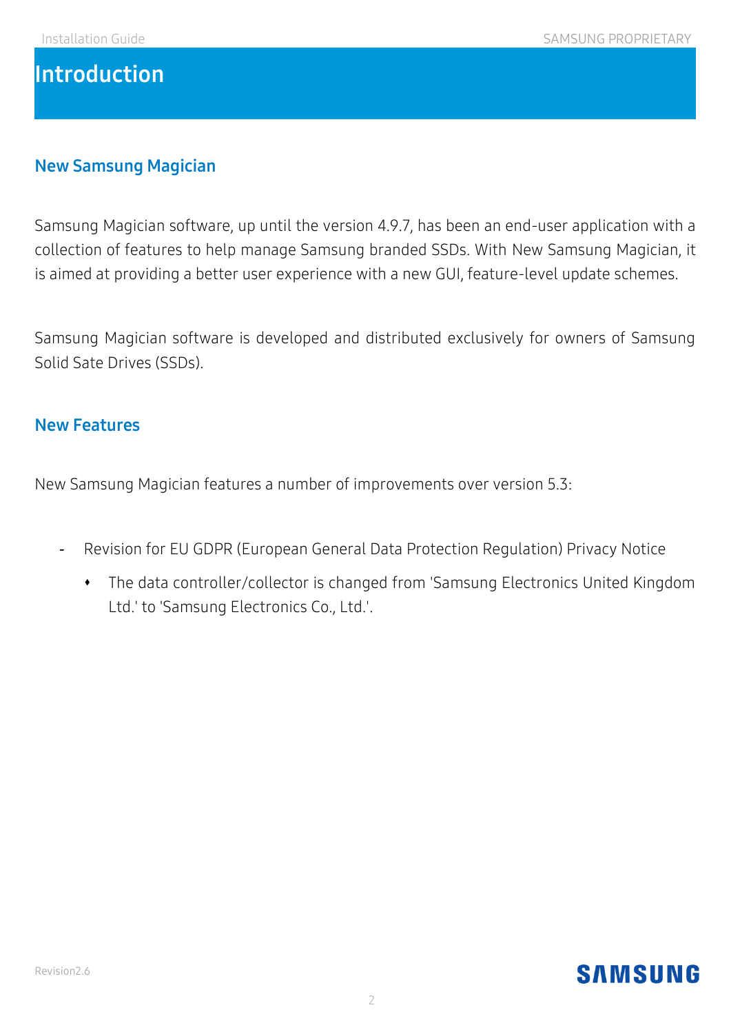# Introduction

## New Samsung Magician

Samsung Magician software, up until the version 4.9.7, has been an end-user application with a collection of features to help manage Samsung branded SSDs. With New Samsung Magician, it is aimed at providing a better user experience with a new GUI, feature-level update schemes.

Samsung Magician software is developed and distributed exclusively for owners of Samsung Solid Sate Drives (SSDs).

## New Features

New Samsung Magician features a number of improvements over version 5.3:

- Revision for EU GDPR (European General Data Protection Regulation) Privacy Notice
  - The data controller/collector is changed from 'Samsung Electronics United Kingdom Ltd.' to 'Samsung Electronics Co., Ltd.'.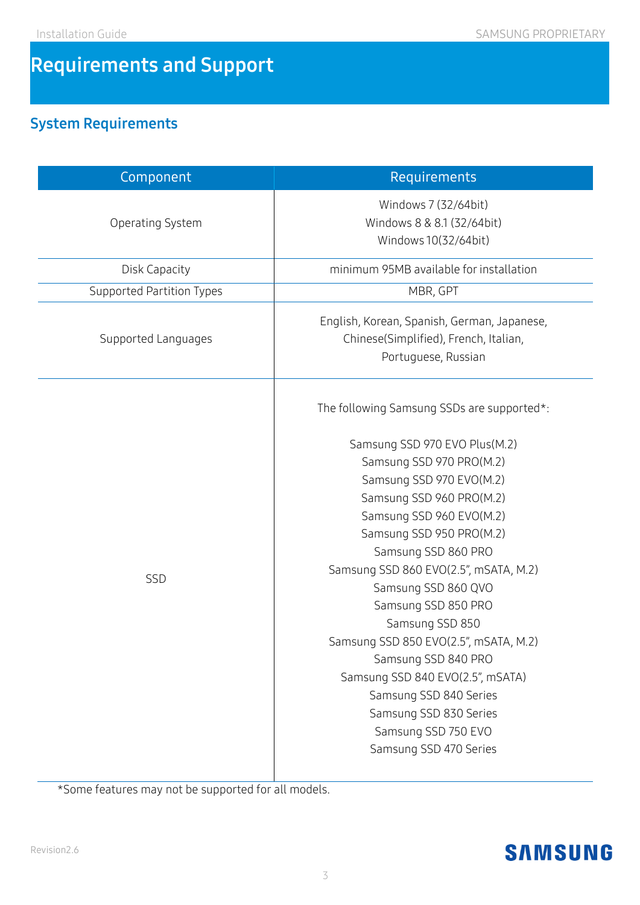# Requirements and Support

## System Requirements

| Component | Requirements |
|---|---|
| Operating System | Windows 7 (32/64bit)<br>Windows 8 & 8.1 (32/64bit)<br>Windows 10(32/64bit) |
| Disk Capacity | minimum 95MB available for installation |
| Supported Partition Types | MBR, GPT |
| Supported Languages | English, Korean, Spanish, German, Japanese, Chinese(Simplified), French, Italian, Portuguese, Russian |
| SSD | The following Samsung SSDs are supported*:<br><br>Samsung SSD 970 EVO Plus(M.2)<br>Samsung SSD 970 PRO(M.2)<br>Samsung SSD 970 EVO(M.2)<br>Samsung SSD 960 PRO(M.2)<br>Samsung SSD 960 EVO(M.2)<br>Samsung SSD 950 PRO(M.2)<br>Samsung SSD 860 PRO<br>Samsung SSD 860 EVO(2.5", mSATA, M.2)<br>Samsung SSD 860 QVO<br>Samsung SSD 850 PRO<br>Samsung SSD 850<br>Samsung SSD 850 EVO(2.5", mSATA, M.2)<br>Samsung SSD 840 PRO<br>Samsung SSD 840 EVO(2.5", mSATA)<br>Samsung SSD 840 Series<br>Samsung SSD 830 Series<br>Samsung SSD 750 EVO<br>Samsung SSD 470 Series |

*Some features may not be supported for all models.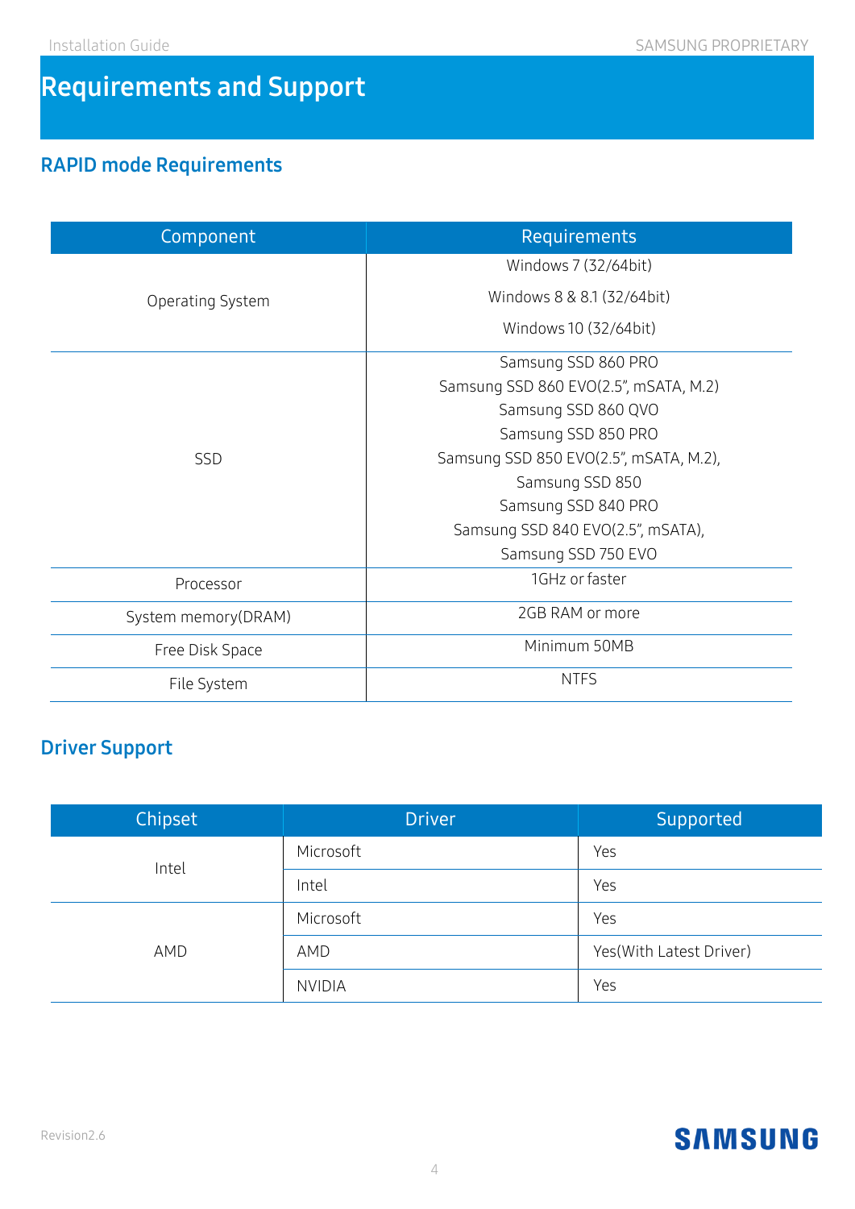# Requirements and Support

## RAPID mode Requirements

| Component | Requirements |
|---|---|
| Operating System | Windows 7 (32/64bit)<br>Windows 8 & 8.1 (32/64bit)<br>Windows 10 (32/64bit) |
| SSD | Samsung SSD 860 PRO<br>Samsung SSD 860 EVO(2.5", mSATA, M.2)<br>Samsung SSD 860 QVO<br>Samsung SSD 850 PRO<br>Samsung SSD 850 EVO(2.5", mSATA, M.2),<br>Samsung SSD 850<br>Samsung SSD 840 PRO<br>Samsung SSD 840 EVO(2.5", mSATA),<br>Samsung SSD 750 EVO |
| Processor | 1GHz or faster |
| System memory(DRAM) | 2GB RAM or more |
| Free Disk Space | Minimum 50MB |
| File System | NTFS |

## Driver Support

| Chipset | Driver | Supported |
|---|---|---|
| Intel | Microsoft | Yes |
| | Intel | Yes |
| AMD | Microsoft | Yes |
| | AMD | Yes(With Latest Driver) |
| | NVIDIA | Yes |

Revision2.6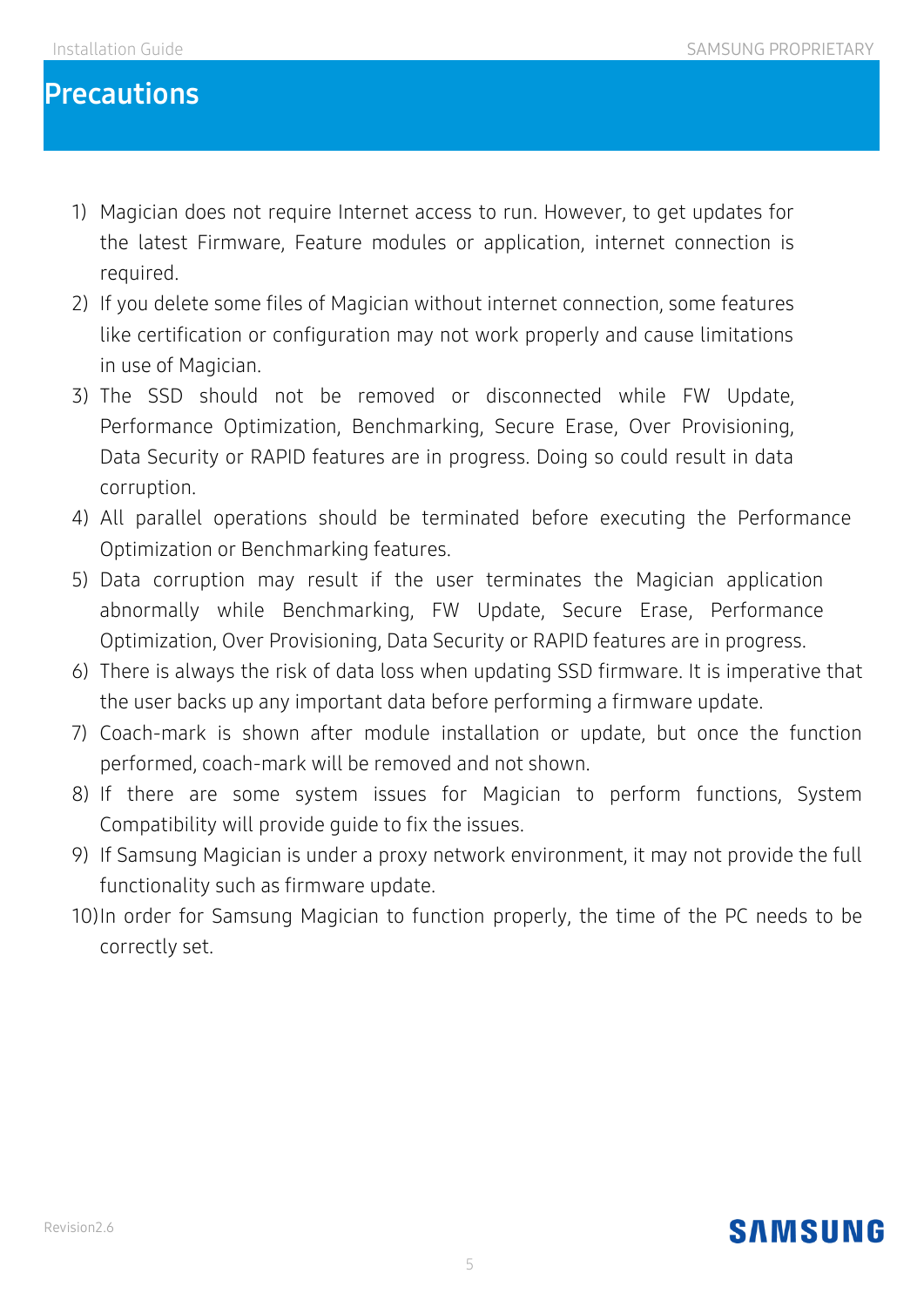# Precautions

1) Magician does not require Internet access to run. However, to get updates for the latest Firmware, Feature modules or application, internet connection is required.
2) If you delete some files of Magician without internet connection, some features like certification or configuration may not work properly and cause limitations in use of Magician.
3) The SSD should not be removed or disconnected while FW Update, Performance Optimization, Benchmarking, Secure Erase, Over Provisioning, Data Security or RAPID features are in progress. Doing so could result in data corruption.
4) All parallel operations should be terminated before executing the Performance Optimization or Benchmarking features.
5) Data corruption may result if the user terminates the Magician application abnormally while Benchmarking, FW Update, Secure Erase, Performance Optimization, Over Provisioning, Data Security or RAPID features are in progress.
6) There is always the risk of data loss when updating SSD firmware. It is imperative that the user backs up any important data before performing a firmware update.
7) Coach-mark is shown after module installation or update, but once the function performed, coach-mark will be removed and not shown.
8) If there are some system issues for Magician to perform functions, System Compatibility will provide guide to fix the issues.
9) If Samsung Magician is under a proxy network environment, it may not provide the full functionality such as firmware update.
10) In order for Samsung Magician to function properly, the time of the PC needs to be correctly set.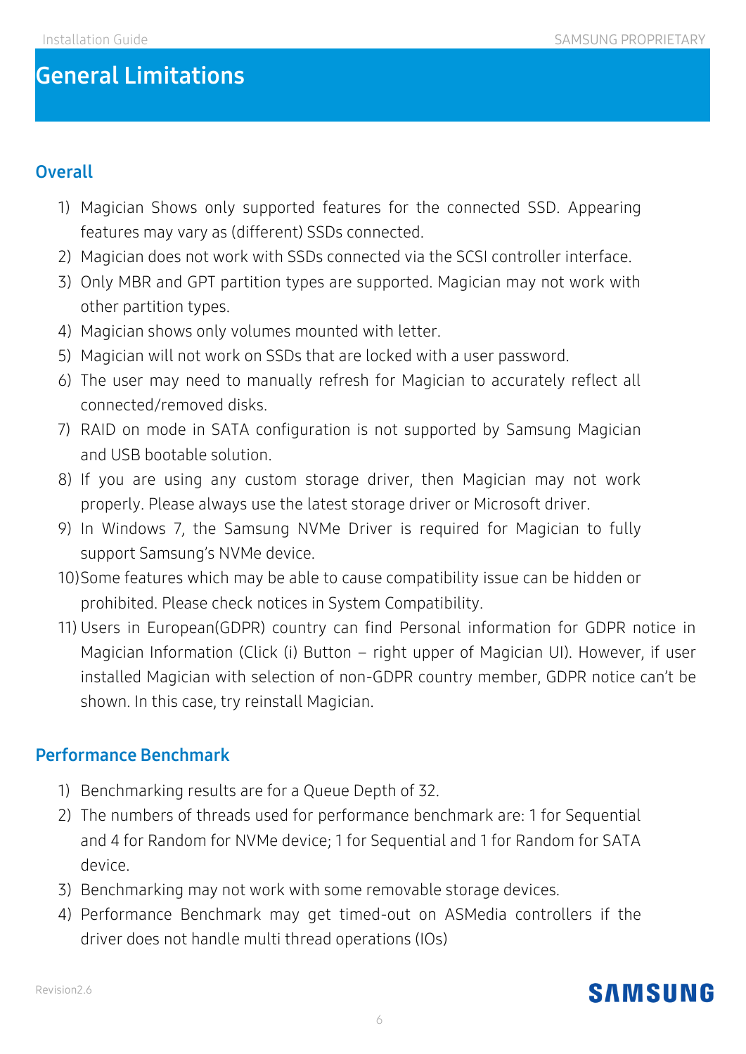# General Limitations

## Overall

1) Magician Shows only supported features for the connected SSD. Appearing features may vary as (different) SSDs connected.
2) Magician does not work with SSDs connected via the SCSI controller interface.
3) Only MBR and GPT partition types are supported. Magician may not work with other partition types.
4) Magician shows only volumes mounted with letter.
5) Magician will not work on SSDs that are locked with a user password.
6) The user may need to manually refresh for Magician to accurately reflect all connected/removed disks.
7) RAID on mode in SATA configuration is not supported by Samsung Magician and USB bootable solution.
8) If you are using any custom storage driver, then Magician may not work properly. Please always use the latest storage driver or Microsoft driver.
9) In Windows 7, the Samsung NVMe Driver is required for Magician to fully support Samsung's NVMe device.
10) Some features which may be able to cause compatibility issue can be hidden or prohibited. Please check notices in System Compatibility.
11) Users in European(GDPR) country can find Personal information for GDPR notice in Magician Information (Click (i) Button – right upper of Magician UI). However, if user installed Magician with selection of non-GDPR country member, GDPR notice can't be shown. In this case, try reinstall Magician.

## Performance Benchmark

1) Benchmarking results are for a Queue Depth of 32.
2) The numbers of threads used for performance benchmark are: 1 for Sequential and 4 for Random for NVMe device; 1 for Sequential and 1 for Random for SATA device.
3) Benchmarking may not work with some removable storage devices.
4) Performance Benchmark may get timed-out on ASMedia controllers if the driver does not handle multi thread operations (IOs)

Revision2.6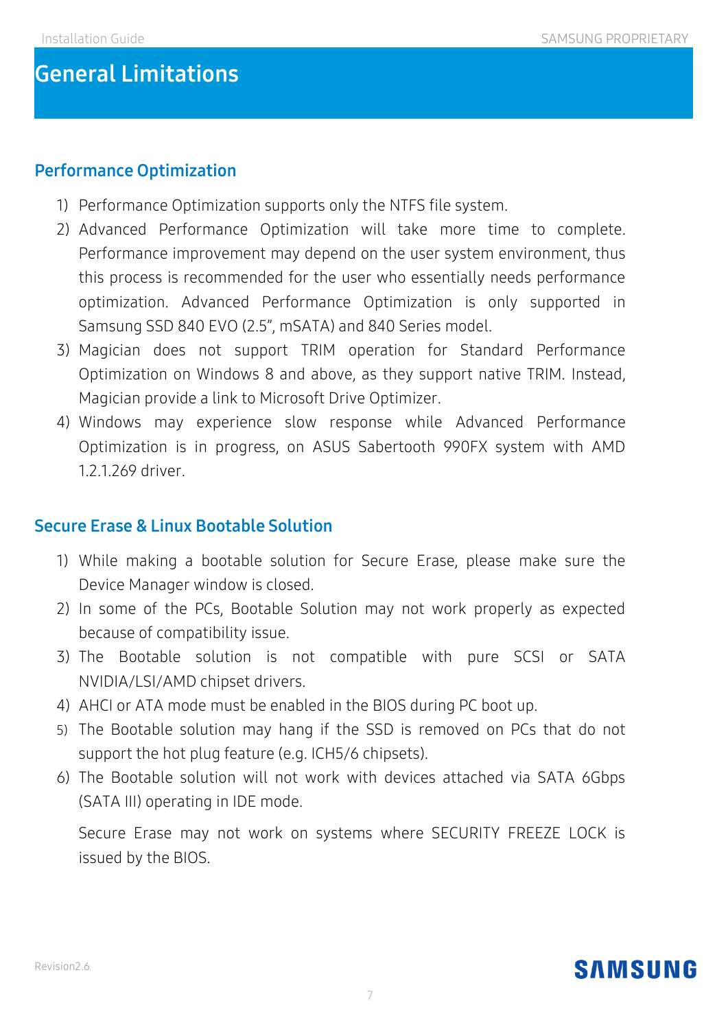# General Limitations

## Performance Optimization

1) Performance Optimization supports only the NTFS file system.
2) Advanced Performance Optimization will take more time to complete. Performance improvement may depend on the user system environment, thus this process is recommended for the user who essentially needs performance optimization. Advanced Performance Optimization is only supported in Samsung SSD 840 EVO (2.5", mSATA) and 840 Series model.
3) Magician does not support TRIM operation for Standard Performance Optimization on Windows 8 and above, as they support native TRIM. Instead, Magician provide a link to Microsoft Drive Optimizer.
4) Windows may experience slow response while Advanced Performance Optimization is in progress, on ASUS Sabertooth 990FX system with AMD 1.2.1.269 driver.

## Secure Erase & Linux Bootable Solution

1) While making a bootable solution for Secure Erase, please make sure the Device Manager window is closed.
2) In some of the PCs, Bootable Solution may not work properly as expected because of compatibility issue.
3) The Bootable solution is not compatible with pure SCSI or SATA NVIDIA/LSI/AMD chipset drivers.
4) AHCI or ATA mode must be enabled in the BIOS during PC boot up.
5) The Bootable solution may hang if the SSD is removed on PCs that do not support the hot plug feature (e.g. ICH5/6 chipsets).
6) The Bootable solution will not work with devices attached via SATA 6Gbps (SATA III) operating in IDE mode.

   Secure Erase may not work on systems where SECURITY FREEZE LOCK is issued by the BIOS.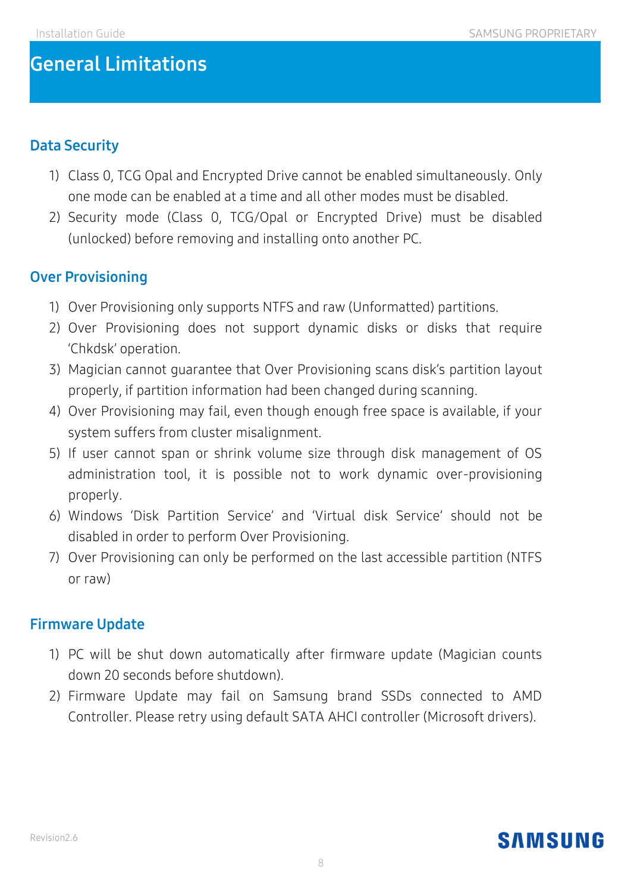# General Limitations

## Data Security

1) Class 0, TCG Opal and Encrypted Drive cannot be enabled simultaneously. Only one mode can be enabled at a time and all other modes must be disabled.
2) Security mode (Class 0, TCG/Opal or Encrypted Drive) must be disabled (unlocked) before removing and installing onto another PC.

## Over Provisioning

1) Over Provisioning only supports NTFS and raw (Unformatted) partitions.
2) Over Provisioning does not support dynamic disks or disks that require 'Chkdsk' operation.
3) Magician cannot guarantee that Over Provisioning scans disk's partition layout properly, if partition information had been changed during scanning.
4) Over Provisioning may fail, even though enough free space is available, if your system suffers from cluster misalignment.
5) If user cannot span or shrink volume size through disk management of OS administration tool, it is possible not to work dynamic over-provisioning properly.
6) Windows 'Disk Partition Service' and 'Virtual disk Service' should not be disabled in order to perform Over Provisioning.
7) Over Provisioning can only be performed on the last accessible partition (NTFS or raw)

## Firmware Update

1) PC will be shut down automatically after firmware update (Magician counts down 20 seconds before shutdown).
2) Firmware Update may fail on Samsung brand SSDs connected to AMD Controller. Please retry using default SATA AHCI controller (Microsoft drivers).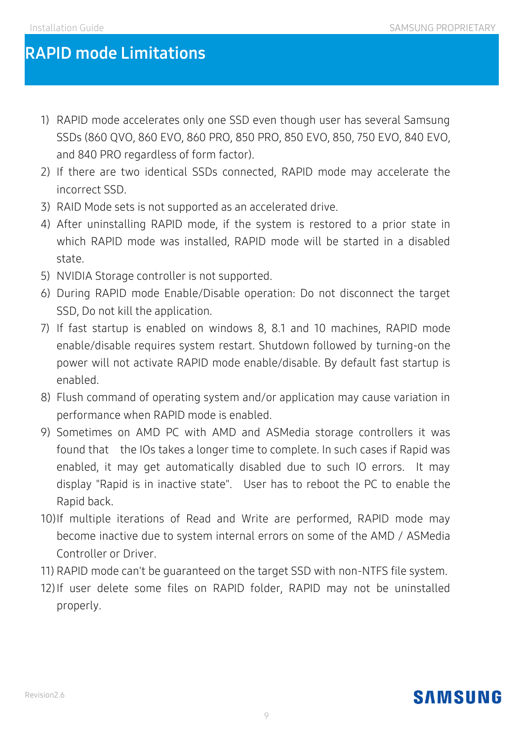# RAPID mode Limitations

1) RAPID mode accelerates only one SSD even though user has several Samsung SSDs (860 QVO, 860 EVO, 860 PRO, 850 PRO, 850 EVO, 850, 750 EVO, 840 EVO, and 840 PRO regardless of form factor).
2) If there are two identical SSDs connected, RAPID mode may accelerate the incorrect SSD.
3) RAID Mode sets is not supported as an accelerated drive.
4) After uninstalling RAPID mode, if the system is restored to a prior state in which RAPID mode was installed, RAPID mode will be started in a disabled state.
5) NVIDIA Storage controller is not supported.
6) During RAPID mode Enable/Disable operation: Do not disconnect the target SSD, Do not kill the application.
7) If fast startup is enabled on windows 8, 8.1 and 10 machines, RAPID mode enable/disable requires system restart. Shutdown followed by turning-on the power will not activate RAPID mode enable/disable. By default fast startup is enabled.
8) Flush command of operating system and/or application may cause variation in performance when RAPID mode is enabled.
9) Sometimes on AMD PC with AMD and ASMedia storage controllers it was found that the IOs takes a longer time to complete. In such cases if Rapid was enabled, it may get automatically disabled due to such IO errors. It may display "Rapid is in inactive state". User has to reboot the PC to enable the Rapid back.
10) If multiple iterations of Read and Write are performed, RAPID mode may become inactive due to system internal errors on some of the AMD / ASMedia Controller or Driver.
11) RAPID mode can't be guaranteed on the target SSD with non-NTFS file system.
12) If user delete some files on RAPID folder, RAPID may not be uninstalled properly.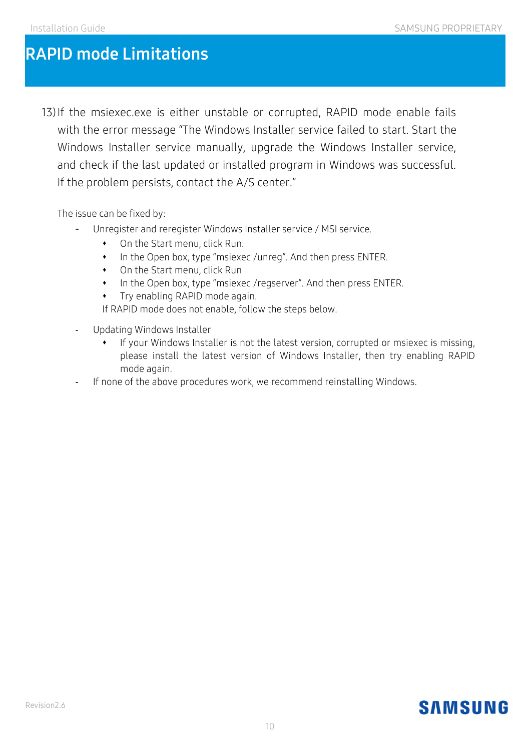# RAPID mode Limitations

13) If the msiexec.exe is either unstable or corrupted, RAPID mode enable fails with the error message "The Windows Installer service failed to start. Start the Windows Installer service manually, upgrade the Windows Installer service, and check if the last updated or installed program in Windows was successful. If the problem persists, contact the A/S center."

The issue can be fixed by:

- Unregister and reregister Windows Installer service / MSI service.
  - On the Start menu, click Run.
  - In the Open box, type "msiexec /unreg". And then press ENTER.
  - On the Start menu, click Run
  - In the Open box, type "msiexec /regserver". And then press ENTER.
  - Try enabling RAPID mode again.

  If RAPID mode does not enable, follow the steps below.

- Updating Windows Installer
  - If your Windows Installer is not the latest version, corrupted or msiexec is missing, please install the latest version of Windows Installer, then try enabling RAPID mode again.
- If none of the above procedures work, we recommend reinstalling Windows.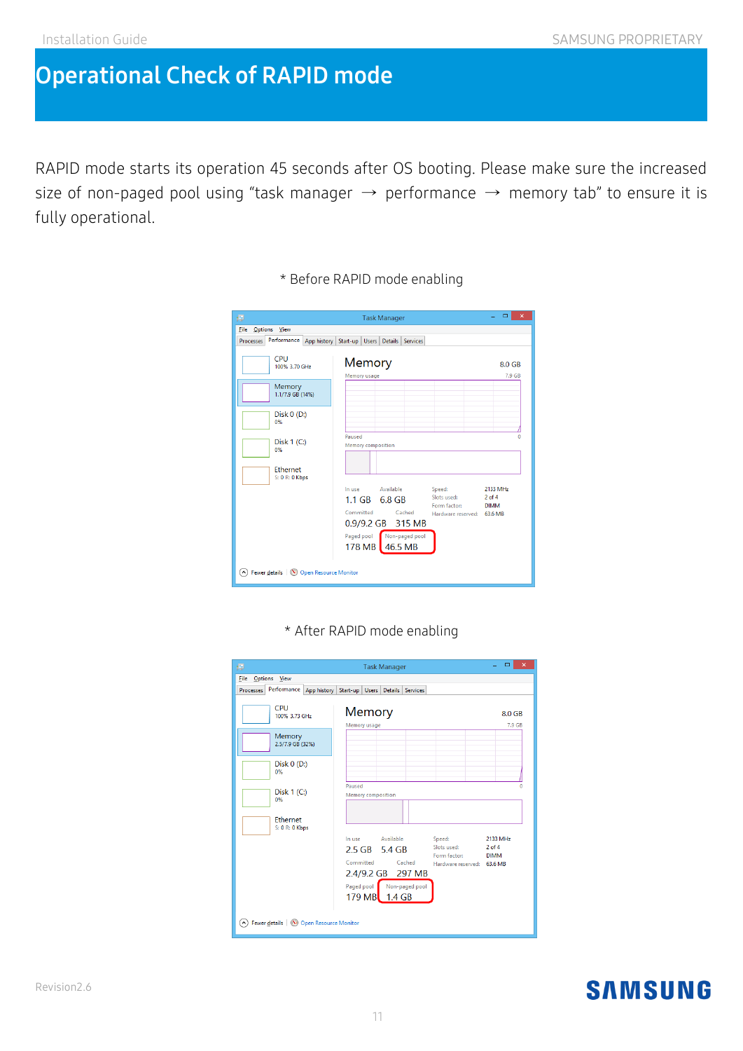# Operational Check of RAPID mode

RAPID mode starts its operation 45 seconds after OS booting. Please make sure the increased size of non-paged pool using “task manager → performance → memory tab” to ensure it is fully operational.

\* Before RAPID mode enabling

\* After RAPID mode enabling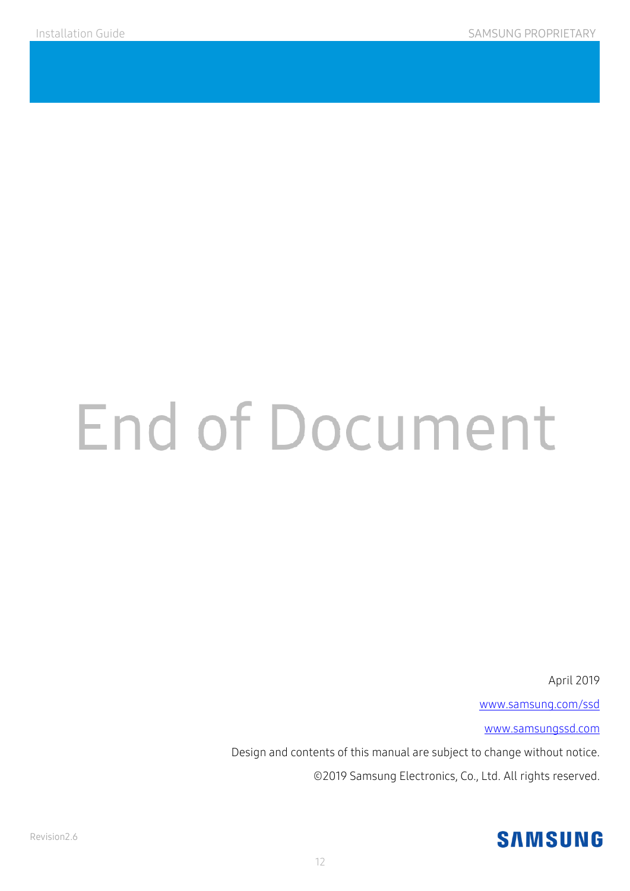# End of Document

April 2019

www.samsung.com/ssd

www.samsungssd.com

Design and contents of this manual are subject to change without notice.

©2019 Samsung Electronics, Co., Ltd. All rights reserved.

Revision2.6

SAMSUNG